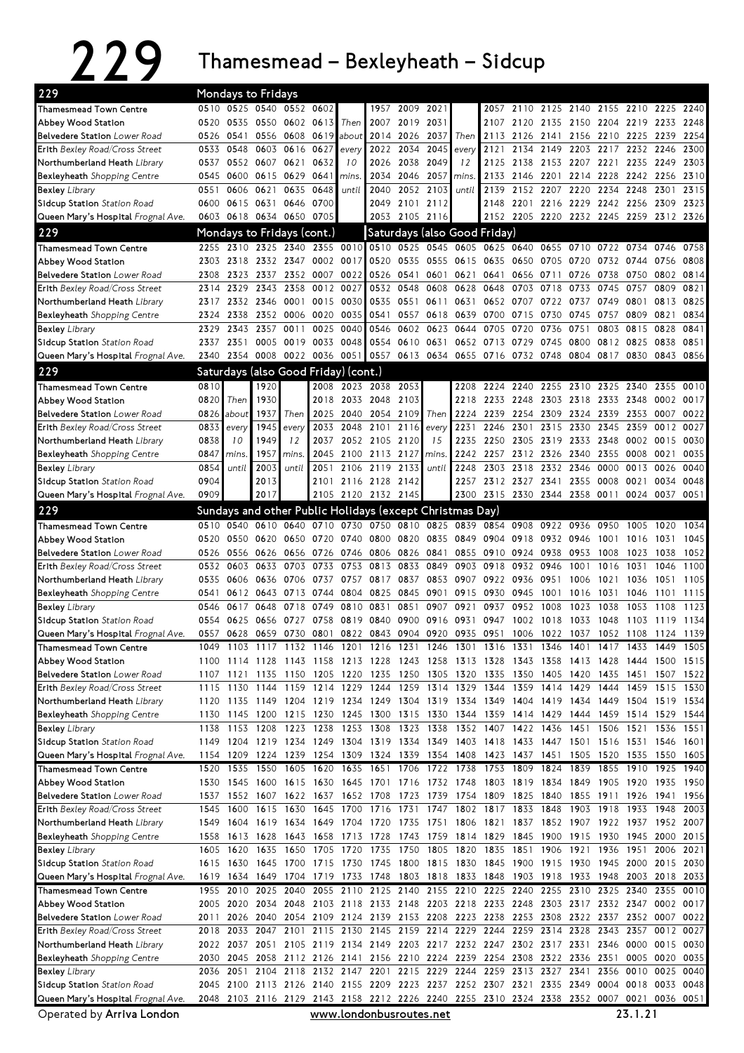# 229 Thamesmead – Bexleyheath – Sidcup

## 229 Mondays to Fridays

| Stop | | | | | | | | | | | | | | | | | | | | |
|---|---|---|---|---|---|---|---|---|---|---|---|---|---|---|---|---|---|---|---|---|
| Thamesmead Town Centre | 0510 | 0525 | 0540 | 0552 | 0602 | | 1957 | 2009 | 2021 | | 2057 | 2110 | 2125 | 2140 | 2155 | 2210 | 2225 | 2240 |
| Abbey Wood Station | 0520 | 0535 | 0550 | 0602 | 0613 | Then | 2007 | 2019 | 2031 | | 2107 | 2120 | 2135 | 2150 | 2204 | 2219 | 2233 | 2248 |
| Belvedere Station *Lower Road* | 0526 | 0541 | 0556 | 0608 | 0619 | about | 2014 | 2026 | 2037 | Then | 2113 | 2126 | 2141 | 2156 | 2210 | 2225 | 2239 | 2254 |
| Erith *Bexley Road/Cross Street* | 0533 | 0548 | 0603 | 0616 | 0627 | every | 2022 | 2034 | 2045 | every | 2121 | 2134 | 2149 | 2203 | 2217 | 2232 | 2246 | 2300 |
| Northumberland Heath *Library* | 0537 | 0552 | 0607 | 0621 | 0632 | 10 | 2026 | 2038 | 2049 | 12 | 2125 | 2138 | 2153 | 2207 | 2221 | 2235 | 2249 | 2303 |
| Bexleyheath *Shopping Centre* | 0545 | 0600 | 0615 | 0629 | 0641 | mins. | 2034 | 2046 | 2057 | mins. | 2133 | 2146 | 2201 | 2214 | 2228 | 2242 | 2256 | 2310 |
| Bexley *Library* | 0551 | 0606 | 0621 | 0635 | 0648 | until | 2040 | 2052 | 2103 | until | 2139 | 2152 | 2207 | 2220 | 2234 | 2248 | 2301 | 2315 |
| Sidcup Station *Station Road* | 0600 | 0615 | 0631 | 0646 | 0700 | | 2049 | 2101 | 2112 | | 2148 | 2201 | 2216 | 2229 | 2242 | 2256 | 2309 | 2323 |
| Queen Mary's Hospital *Frognal Ave.* | 0603 | 0618 | 0634 | 0650 | 0705 | | 2053 | 2105 | 2116 | | 2152 | 2205 | 2220 | 2232 | 2245 | 2259 | 2312 | 2326 |

## 229 Mondays to Fridays (cont.) / Saturdays (also Good Friday)

| Stop | Mon–Fri | | | | | | Sat | | | | | | | | | | | |
|---|---|---|---|---|---|---|---|---|---|---|---|---|---|---|---|---|---|---|
| Thamesmead Town Centre | 2255 | 2310 | 2325 | 2340 | 2355 | 0010 | 0510 | 0525 | 0545 | 0605 | 0625 | 0640 | 0655 | 0710 | 0722 | 0734 | 0746 | 0758 |
| Abbey Wood Station | 2303 | 2318 | 2332 | 2347 | 0002 | 0017 | 0520 | 0535 | 0555 | 0615 | 0635 | 0650 | 0705 | 0720 | 0732 | 0744 | 0756 | 0808 |
| Belvedere Station *Lower Road* | 2308 | 2323 | 2337 | 2352 | 0007 | 0022 | 0526 | 0541 | 0601 | 0621 | 0641 | 0656 | 0711 | 0726 | 0738 | 0750 | 0802 | 0814 |
| Erith *Bexley Road/Cross Street* | 2314 | 2329 | 2343 | 2358 | 0012 | 0027 | 0532 | 0548 | 0608 | 0628 | 0648 | 0703 | 0718 | 0733 | 0745 | 0757 | 0809 | 0821 |
| Northumberland Heath *Library* | 2317 | 2332 | 2346 | 0001 | 0015 | 0030 | 0535 | 0551 | 0611 | 0631 | 0652 | 0707 | 0722 | 0737 | 0749 | 0801 | 0813 | 0825 |
| Bexleyheath *Shopping Centre* | 2324 | 2338 | 2352 | 0006 | 0020 | 0035 | 0541 | 0557 | 0618 | 0639 | 0700 | 0715 | 0730 | 0745 | 0757 | 0809 | 0821 | 0834 |
| Bexley *Library* | 2329 | 2343 | 2357 | 0011 | 0025 | 0040 | 0546 | 0602 | 0623 | 0644 | 0705 | 0720 | 0736 | 0751 | 0803 | 0815 | 0828 | 0841 |
| Sidcup Station *Station Road* | 2337 | 2351 | 0005 | 0019 | 0033 | 0048 | 0554 | 0610 | 0631 | 0652 | 0713 | 0729 | 0745 | 0800 | 0812 | 0825 | 0838 | 0851 |
| Queen Mary's Hospital *Frognal Ave.* | 2340 | 2354 | 0008 | 0022 | 0036 | 0051 | 0557 | 0613 | 0634 | 0655 | 0716 | 0732 | 0748 | 0804 | 0817 | 0830 | 0843 | 0856 |

## 229 Saturdays (also Good Friday) (cont.)

| Stop | | | | | | | | | | | | | | | | | | | | |
|---|---|---|---|---|---|---|---|---|---|---|---|---|---|---|---|---|---|---|---|---|
| Thamesmead Town Centre | 0810 | | 1920 | | 2008 | 2023 | 2038 | 2053 | | 2208 | 2224 | 2240 | 2255 | 2310 | 2325 | 2340 | 2355 | 0010 |
| Abbey Wood Station | 0820 | Then | 1930 | | 2018 | 2033 | 2048 | 2103 | | 2218 | 2233 | 2248 | 2303 | 2318 | 2333 | 2348 | 0002 | 0017 |
| Belvedere Station *Lower Road* | 0826 | about | 1937 | Then | 2025 | 2040 | 2054 | 2109 | Then | 2224 | 2239 | 2254 | 2309 | 2324 | 2339 | 2353 | 0007 | 0022 |
| Erith *Bexley Road/Cross Street* | 0833 | every | 1945 | every | 2033 | 2048 | 2101 | 2116 | every | 2231 | 2246 | 2301 | 2315 | 2330 | 2345 | 2359 | 0012 | 0027 |
| Northumberland Heath *Library* | 0838 | 10 | 1949 | 12 | 2037 | 2052 | 2105 | 2120 | 15 | 2235 | 2250 | 2305 | 2319 | 2333 | 2348 | 0002 | 0015 | 0030 |
| Bexleyheath *Shopping Centre* | 0847 | mins. | 1957 | mins. | 2045 | 2100 | 2113 | 2127 | mins. | 2242 | 2257 | 2312 | 2326 | 2340 | 2355 | 0008 | 0021 | 0035 |
| Bexley *Library* | 0854 | until | 2003 | until | 2051 | 2106 | 2119 | 2133 | until | 2248 | 2303 | 2318 | 2332 | 2346 | 0000 | 0013 | 0026 | 0040 |
| Sidcup Station *Station Road* | 0904 | | 2013 | | 2101 | 2116 | 2128 | 2142 | | 2257 | 2312 | 2327 | 2341 | 2355 | 0008 | 0021 | 0034 | 0048 |
| Queen Mary's Hospital *Frognal Ave.* | 0909 | | 2017 | | 2105 | 2120 | 2132 | 2145 | | 2300 | 2315 | 2330 | 2344 | 2358 | 0011 | 0024 | 0037 | 0051 |

## 229 Sundays and other Public Holidays (except Christmas Day)

| Stop | | | | | | | | | | | | | | | | | | |
|---|---|---|---|---|---|---|---|---|---|---|---|---|---|---|---|---|---|---|
| Thamesmead Town Centre | 0510 | 0540 | 0610 | 0640 | 0710 | 0730 | 0750 | 0810 | 0825 | 0839 | 0854 | 0908 | 0922 | 0936 | 0950 | 1005 | 1020 | 1034 |
| Abbey Wood Station | 0520 | 0550 | 0620 | 0650 | 0720 | 0740 | 0800 | 0820 | 0835 | 0849 | 0904 | 0918 | 0932 | 0946 | 1001 | 1016 | 1031 | 1045 |
| Belvedere Station *Lower Road* | 0526 | 0556 | 0626 | 0656 | 0726 | 0746 | 0806 | 0826 | 0841 | 0855 | 0910 | 0924 | 0938 | 0953 | 1008 | 1023 | 1038 | 1052 |
| Erith *Bexley Road/Cross Street* | 0532 | 0603 | 0633 | 0703 | 0733 | 0753 | 0813 | 0833 | 0849 | 0903 | 0918 | 0932 | 0946 | 1001 | 1016 | 1031 | 1046 | 1100 |
| Northumberland Heath *Library* | 0535 | 0606 | 0636 | 0706 | 0737 | 0757 | 0817 | 0837 | 0853 | 0907 | 0922 | 0936 | 0951 | 1006 | 1021 | 1036 | 1051 | 1105 |
| Bexleyheath *Shopping Centre* | 0541 | 0612 | 0643 | 0713 | 0744 | 0804 | 0825 | 0845 | 0901 | 0915 | 0930 | 0945 | 1001 | 1016 | 1031 | 1046 | 1101 | 1115 |
| Bexley *Library* | 0546 | 0617 | 0648 | 0718 | 0749 | 0810 | 0831 | 0851 | 0907 | 0921 | 0937 | 0952 | 1008 | 1023 | 1038 | 1053 | 1108 | 1123 |
| Sidcup Station *Station Road* | 0554 | 0625 | 0656 | 0727 | 0758 | 0819 | 0840 | 0900 | 0916 | 0931 | 0947 | 1002 | 1018 | 1033 | 1048 | 1103 | 1119 | 1134 |
| Queen Mary's Hospital *Frognal Ave.* | 0557 | 0628 | 0659 | 0730 | 0801 | 0822 | 0843 | 0904 | 0920 | 0935 | 0951 | 1006 | 1022 | 1037 | 1052 | 1108 | 1124 | 1139 |
| Thamesmead Town Centre | 1049 | 1103 | 1117 | 1132 | 1146 | 1201 | 1216 | 1231 | 1246 | 1301 | 1316 | 1331 | 1346 | 1401 | 1417 | 1433 | 1449 | 1505 |
| Abbey Wood Station | 1100 | 1114 | 1128 | 1143 | 1158 | 1213 | 1228 | 1243 | 1258 | 1313 | 1328 | 1343 | 1358 | 1413 | 1428 | 1444 | 1500 | 1515 |
| Belvedere Station *Lower Road* | 1107 | 1121 | 1135 | 1150 | 1205 | 1220 | 1235 | 1250 | 1305 | 1320 | 1335 | 1350 | 1405 | 1420 | 1435 | 1451 | 1507 | 1522 |
| Erith *Bexley Road/Cross Street* | 1115 | 1130 | 1144 | 1159 | 1214 | 1229 | 1244 | 1259 | 1314 | 1329 | 1344 | 1359 | 1414 | 1429 | 1444 | 1459 | 1515 | 1530 |
| Northumberland Heath *Library* | 1120 | 1135 | 1149 | 1204 | 1219 | 1234 | 1249 | 1304 | 1319 | 1334 | 1349 | 1404 | 1419 | 1434 | 1449 | 1504 | 1519 | 1534 |
| Bexleyheath *Shopping Centre* | 1130 | 1145 | 1200 | 1215 | 1230 | 1245 | 1300 | 1315 | 1330 | 1344 | 1359 | 1414 | 1429 | 1444 | 1459 | 1514 | 1529 | 1544 |
| Bexley *Library* | 1138 | 1153 | 1208 | 1223 | 1238 | 1253 | 1308 | 1323 | 1338 | 1352 | 1407 | 1422 | 1436 | 1451 | 1506 | 1521 | 1536 | 1551 |
| Sidcup Station *Station Road* | 1149 | 1204 | 1219 | 1234 | 1249 | 1304 | 1319 | 1334 | 1349 | 1403 | 1418 | 1433 | 1447 | 1501 | 1516 | 1531 | 1546 | 1601 |
| Queen Mary's Hospital *Frognal Ave.* | 1154 | 1209 | 1224 | 1239 | 1254 | 1309 | 1324 | 1339 | 1354 | 1408 | 1423 | 1437 | 1451 | 1505 | 1520 | 1535 | 1550 | 1605 |
| Thamesmead Town Centre | 1520 | 1535 | 1550 | 1605 | 1620 | 1635 | 1651 | 1706 | 1722 | 1738 | 1753 | 1809 | 1824 | 1839 | 1855 | 1910 | 1925 | 1940 |
| Abbey Wood Station | 1530 | 1545 | 1600 | 1615 | 1630 | 1645 | 1701 | 1716 | 1732 | 1748 | 1803 | 1819 | 1834 | 1849 | 1905 | 1920 | 1935 | 1950 |
| Belvedere Station *Lower Road* | 1537 | 1552 | 1607 | 1622 | 1637 | 1652 | 1708 | 1723 | 1739 | 1754 | 1809 | 1825 | 1840 | 1855 | 1911 | 1926 | 1941 | 1956 |
| Erith *Bexley Road/Cross Street* | 1545 | 1600 | 1615 | 1630 | 1645 | 1700 | 1716 | 1731 | 1747 | 1802 | 1817 | 1833 | 1848 | 1903 | 1918 | 1933 | 1948 | 2003 |
| Northumberland Heath *Library* | 1549 | 1604 | 1619 | 1634 | 1649 | 1704 | 1720 | 1735 | 1751 | 1806 | 1821 | 1837 | 1852 | 1907 | 1922 | 1937 | 1952 | 2007 |
| Bexleyheath *Shopping Centre* | 1558 | 1613 | 1628 | 1643 | 1658 | 1713 | 1728 | 1743 | 1759 | 1814 | 1829 | 1845 | 1900 | 1915 | 1930 | 1945 | 2000 | 2015 |
| Bexley *Library* | 1605 | 1620 | 1635 | 1650 | 1705 | 1720 | 1735 | 1750 | 1805 | 1820 | 1835 | 1851 | 1906 | 1921 | 1936 | 1951 | 2006 | 2021 |
| Sidcup Station *Station Road* | 1615 | 1630 | 1645 | 1700 | 1715 | 1730 | 1745 | 1800 | 1815 | 1830 | 1845 | 1900 | 1915 | 1930 | 1945 | 2000 | 2015 | 2030 |
| Queen Mary's Hospital *Frognal Ave.* | 1619 | 1634 | 1649 | 1704 | 1719 | 1733 | 1748 | 1803 | 1818 | 1833 | 1848 | 1903 | 1918 | 1933 | 1948 | 2003 | 2018 | 2033 |
| Thamesmead Town Centre | 1955 | 2010 | 2025 | 2040 | 2055 | 2110 | 2125 | 2140 | 2155 | 2210 | 2225 | 2240 | 2255 | 2310 | 2325 | 2340 | 2355 | 0010 |
| Abbey Wood Station | 2005 | 2020 | 2034 | 2048 | 2103 | 2118 | 2133 | 2148 | 2203 | 2218 | 2233 | 2248 | 2303 | 2317 | 2332 | 2347 | 0002 | 0017 |
| Belvedere Station *Lower Road* | 2011 | 2026 | 2040 | 2054 | 2109 | 2124 | 2139 | 2153 | 2208 | 2223 | 2238 | 2253 | 2308 | 2322 | 2337 | 2352 | 0007 | 0022 |
| Erith *Bexley Road/Cross Street* | 2018 | 2033 | 2047 | 2101 | 2115 | 2130 | 2145 | 2159 | 2214 | 2229 | 2244 | 2259 | 2314 | 2328 | 2343 | 2357 | 0012 | 0027 |
| Northumberland Heath *Library* | 2022 | 2037 | 2051 | 2105 | 2119 | 2134 | 2149 | 2203 | 2217 | 2232 | 2247 | 2302 | 2317 | 2331 | 2346 | 0000 | 0015 | 0030 |
| Bexleyheath *Shopping Centre* | 2030 | 2045 | 2058 | 2112 | 2126 | 2141 | 2156 | 2210 | 2224 | 2239 | 2254 | 2308 | 2322 | 2336 | 2351 | 0005 | 0020 | 0035 |
| Bexley *Library* | 2036 | 2051 | 2104 | 2118 | 2132 | 2147 | 2201 | 2215 | 2229 | 2244 | 2259 | 2313 | 2327 | 2341 | 2356 | 0010 | 0025 | 0040 |
| Sidcup Station *Station Road* | 2045 | 2100 | 2113 | 2126 | 2140 | 2155 | 2209 | 2223 | 2237 | 2252 | 2307 | 2321 | 2335 | 2349 | 0004 | 0018 | 0033 | 0048 |
| Queen Mary's Hospital *Frognal Ave.* | 2048 | 2103 | 2116 | 2129 | 2143 | 2158 | 2212 | 2226 | 2240 | 2255 | 2310 | 2324 | 2338 | 2352 | 0007 | 0021 | 0036 | 0051 |

Operated by **Arriva London** www.londonbusroutes.net 23.1.21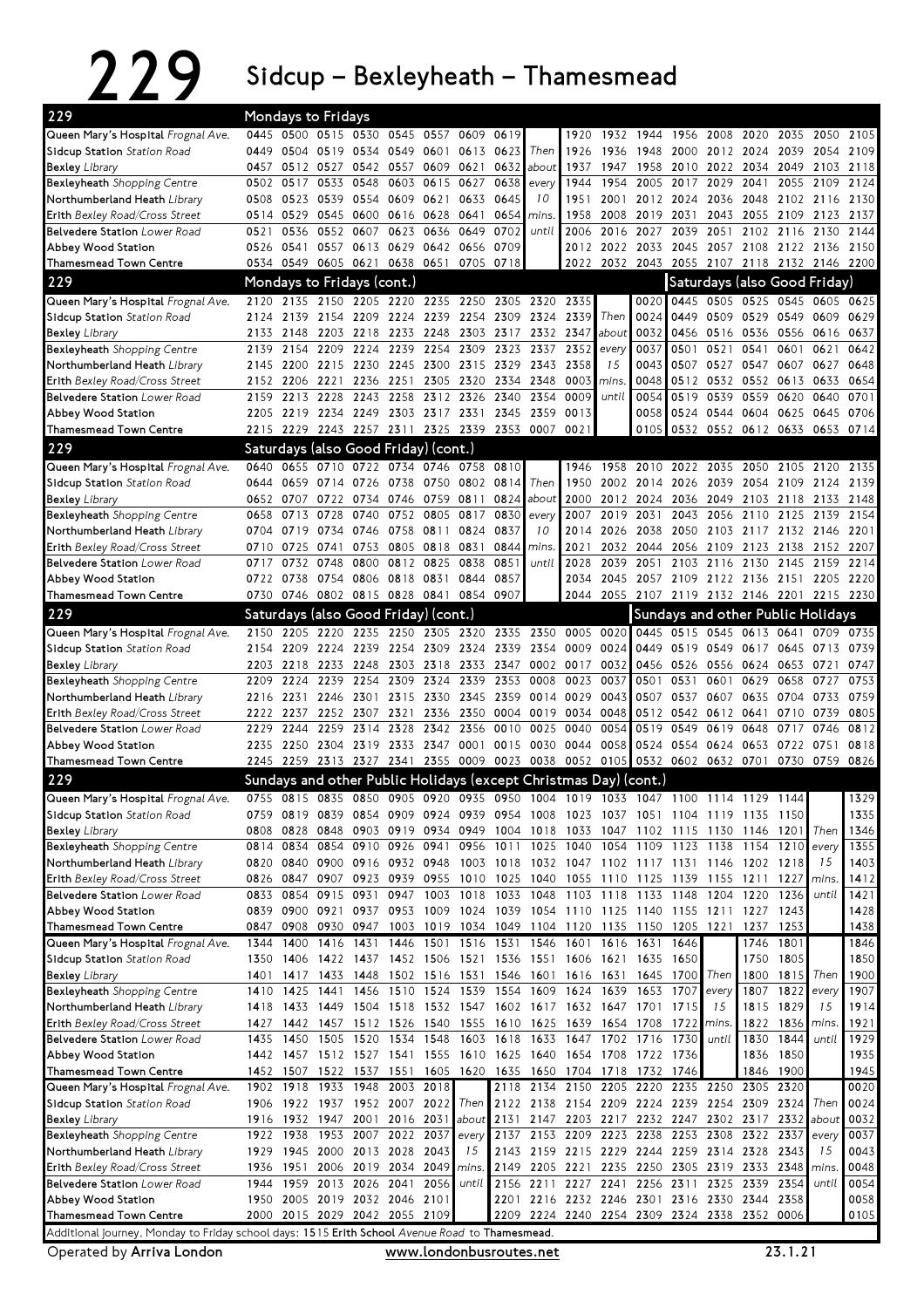# 229 Sidcup – Bexleyheath – Thamesmead

## Mondays to Fridays

| 229 | | | | | | | | | | | | | | | | | | | |
|---|---|---|---|---|---|---|---|---|---|---|---|---|---|---|---|---|---|---|---|
| Queen Mary's Hospital *Frognal Ave.* | 0445 | 0500 | 0515 | 0530 | 0545 | 0557 | 0609 | 0619 | | 1920 | 1932 | 1944 | 1956 | 2008 | 2020 | 2035 | 2050 | 2105 |
| Sidcup Station *Station Road* | 0449 | 0504 | 0519 | 0534 | 0549 | 0601 | 0613 | 0623 | Then | 1926 | 1936 | 1948 | 2000 | 2012 | 2024 | 2039 | 2054 | 2109 |
| Bexley *Library* | 0457 | 0512 | 0527 | 0542 | 0557 | 0609 | 0621 | 0632 | about | 1937 | 1947 | 1958 | 2010 | 2022 | 2034 | 2049 | 2103 | 2118 |
| Bexleyheath *Shopping Centre* | 0502 | 0517 | 0533 | 0548 | 0603 | 0615 | 0627 | 0638 | every | 1944 | 1954 | 2005 | 2017 | 2029 | 2041 | 2055 | 2109 | 2124 |
| Northumberland Heath *Library* | 0508 | 0523 | 0539 | 0554 | 0609 | 0621 | 0633 | 0645 | 10 | 1951 | 2001 | 2012 | 2024 | 2036 | 2048 | 2102 | 2116 | 2130 |
| Erith *Bexley Road/Cross Street* | 0514 | 0529 | 0545 | 0600 | 0616 | 0628 | 0641 | 0654 | mins. | 1958 | 2008 | 2019 | 2031 | 2043 | 2055 | 2109 | 2123 | 2137 |
| Belvedere Station *Lower Road* | 0521 | 0536 | 0552 | 0607 | 0623 | 0636 | 0649 | 0702 | until | 2006 | 2016 | 2027 | 2039 | 2051 | 2102 | 2116 | 2130 | 2144 |
| Abbey Wood Station | 0526 | 0541 | 0557 | 0613 | 0629 | 0642 | 0656 | 0709 | | 2012 | 2022 | 2033 | 2045 | 2057 | 2108 | 2122 | 2136 | 2150 |
| Thamesmead Town Centre | 0534 | 0549 | 0605 | 0621 | 0638 | 0651 | 0705 | 0718 | | 2022 | 2032 | 2043 | 2055 | 2107 | 2118 | 2132 | 2146 | 2200 |

## Mondays to Fridays (cont.)

| 229 | | | | | | | | | | | | |
|---|---|---|---|---|---|---|---|---|---|---|---|---|
| Queen Mary's Hospital *Frognal Ave.* | 2120 | 2135 | 2150 | 2205 | 2220 | 2235 | 2250 | 2305 | 2320 | 2335 | | 0020 |
| Sidcup Station *Station Road* | 2124 | 2139 | 2154 | 2209 | 2224 | 2239 | 2254 | 2309 | 2324 | 2339 | Then | 0024 |
| Bexley *Library* | 2133 | 2148 | 2203 | 2218 | 2233 | 2248 | 2303 | 2317 | 2332 | 2347 | about | 0032 |
| Bexleyheath *Shopping Centre* | 2139 | 2154 | 2209 | 2224 | 2239 | 2254 | 2309 | 2323 | 2337 | 2352 | every | 0037 |
| Northumberland Heath *Library* | 2145 | 2200 | 2215 | 2230 | 2245 | 2300 | 2315 | 2329 | 2343 | 2358 | 15 | 0043 |
| Erith *Bexley Road/Cross Street* | 2152 | 2206 | 2221 | 2236 | 2251 | 2305 | 2320 | 2334 | 2348 | 0003 | mins. | 0048 |
| Belvedere Station *Lower Road* | 2159 | 2213 | 2228 | 2243 | 2258 | 2312 | 2326 | 2340 | 2354 | 0009 | until | 0054 |
| Abbey Wood Station | 2205 | 2219 | 2234 | 2249 | 2303 | 2317 | 2331 | 2345 | 2359 | 0013 | | 0058 |
| Thamesmead Town Centre | 2215 | 2229 | 2243 | 2257 | 2311 | 2325 | 2339 | 2353 | 0007 | 0021 | | 0105 |

## Saturdays (also Good Friday)

| 229 | | | | | | | |
|---|---|---|---|---|---|---|---|
| Queen Mary's Hospital *Frognal Ave.* | 0445 | 0505 | 0525 | 0545 | 0605 | 0625 |
| Sidcup Station *Station Road* | 0449 | 0509 | 0529 | 0549 | 0609 | 0629 |
| Bexley *Library* | 0456 | 0516 | 0536 | 0556 | 0616 | 0637 |
| Bexleyheath *Shopping Centre* | 0501 | 0521 | 0541 | 0601 | 0621 | 0642 |
| Northumberland Heath *Library* | 0507 | 0527 | 0547 | 0607 | 0627 | 0648 |
| Erith *Bexley Road/Cross Street* | 0512 | 0532 | 0552 | 0613 | 0633 | 0654 |
| Belvedere Station *Lower Road* | 0519 | 0539 | 0559 | 0620 | 0640 | 0701 |
| Abbey Wood Station | 0524 | 0544 | 0604 | 0625 | 0645 | 0706 |
| Thamesmead Town Centre | 0532 | 0552 | 0612 | 0633 | 0653 | 0714 |

## Saturdays (also Good Friday) (cont.)

| 229 | | | | | | | | | | | | | | | | | | |
|---|---|---|---|---|---|---|---|---|---|---|---|---|---|---|---|---|---|---|
| Queen Mary's Hospital *Frognal Ave.* | 0640 | 0655 | 0710 | 0722 | 0734 | 0746 | 0758 | 0810 | | 1946 | 1958 | 2010 | 2022 | 2035 | 2050 | 2105 | 2120 | 2135 |
| Sidcup Station *Station Road* | 0644 | 0659 | 0714 | 0726 | 0738 | 0750 | 0802 | 0814 | Then | 1950 | 2002 | 2014 | 2026 | 2039 | 2054 | 2109 | 2124 | 2139 |
| Bexley *Library* | 0652 | 0707 | 0722 | 0734 | 0746 | 0759 | 0811 | 0824 | about | 2000 | 2012 | 2024 | 2036 | 2049 | 2103 | 2118 | 2133 | 2148 |
| Bexleyheath *Shopping Centre* | 0658 | 0713 | 0728 | 0740 | 0752 | 0805 | 0817 | 0830 | every | 2007 | 2019 | 2031 | 2043 | 2056 | 2110 | 2125 | 2139 | 2154 |
| Northumberland Heath *Library* | 0704 | 0719 | 0734 | 0746 | 0758 | 0811 | 0824 | 0837 | 10 | 2014 | 2026 | 2038 | 2050 | 2103 | 2117 | 2132 | 2146 | 2201 |
| Erith *Bexley Road/Cross Street* | 0710 | 0725 | 0741 | 0753 | 0805 | 0818 | 0831 | 0844 | mins. | 2021 | 2032 | 2044 | 2056 | 2109 | 2123 | 2138 | 2152 | 2207 |
| Belvedere Station *Lower Road* | 0717 | 0732 | 0748 | 0800 | 0812 | 0825 | 0838 | 0851 | until | 2028 | 2039 | 2051 | 2103 | 2116 | 2130 | 2145 | 2159 | 2214 |
| Abbey Wood Station | 0722 | 0738 | 0754 | 0806 | 0818 | 0831 | 0844 | 0857 | | 2034 | 2045 | 2057 | 2109 | 2122 | 2136 | 2151 | 2205 | 2220 |
| Thamesmead Town Centre | 0730 | 0746 | 0802 | 0815 | 0828 | 0841 | 0854 | 0907 | | 2044 | 2055 | 2107 | 2119 | 2132 | 2146 | 2201 | 2215 | 2230 |

## Saturdays (also Good Friday) (cont.)

| 229 | | | | | | | | | | | | |
|---|---|---|---|---|---|---|---|---|---|---|---|---|
| Queen Mary's Hospital *Frognal Ave.* | 2150 | 2205 | 2220 | 2235 | 2250 | 2305 | 2320 | 2335 | 2350 | 0005 | 0020 |
| Sidcup Station *Station Road* | 2154 | 2209 | 2224 | 2239 | 2254 | 2309 | 2324 | 2339 | 2354 | 0009 | 0024 |
| Bexley *Library* | 2203 | 2218 | 2233 | 2248 | 2303 | 2318 | 2333 | 2347 | 0002 | 0017 | 0032 |
| Bexleyheath *Shopping Centre* | 2209 | 2224 | 2239 | 2254 | 2309 | 2324 | 2339 | 2353 | 0008 | 0023 | 0037 |
| Northumberland Heath *Library* | 2216 | 2231 | 2246 | 2301 | 2315 | 2330 | 2345 | 2359 | 0014 | 0029 | 0043 |
| Erith *Bexley Road/Cross Street* | 2222 | 2237 | 2252 | 2307 | 2321 | 2336 | 2350 | 0004 | 0019 | 0034 | 0048 |
| Belvedere Station *Lower Road* | 2229 | 2244 | 2259 | 2314 | 2328 | 2342 | 2356 | 0010 | 0025 | 0040 | 0054 |
| Abbey Wood Station | 2235 | 2250 | 2304 | 2319 | 2333 | 2347 | 0001 | 0015 | 0030 | 0044 | 0058 |
| Thamesmead Town Centre | 2245 | 2259 | 2313 | 2327 | 2341 | 2355 | 0009 | 0023 | 0038 | 0052 | 0105 |

## Sundays and other Public Holidays

| 229 | | | | | | | |
|---|---|---|---|---|---|---|---|
| Queen Mary's Hospital *Frognal Ave.* | 0445 | 0515 | 0545 | 0613 | 0641 | 0709 | 0735 |
| Sidcup Station *Station Road* | 0449 | 0519 | 0549 | 0617 | 0645 | 0713 | 0739 |
| Bexley *Library* | 0456 | 0526 | 0556 | 0624 | 0653 | 0721 | 0747 |
| Bexleyheath *Shopping Centre* | 0501 | 0531 | 0601 | 0629 | 0658 | 0727 | 0753 |
| Northumberland Heath *Library* | 0507 | 0537 | 0607 | 0635 | 0704 | 0733 | 0759 |
| Erith *Bexley Road/Cross Street* | 0512 | 0542 | 0612 | 0641 | 0710 | 0739 | 0805 |
| Belvedere Station *Lower Road* | 0519 | 0549 | 0619 | 0648 | 0717 | 0746 | 0812 |
| Abbey Wood Station | 0524 | 0554 | 0624 | 0653 | 0722 | 0751 | 0818 |
| Thamesmead Town Centre | 0532 | 0602 | 0632 | 0701 | 0730 | 0759 | 0826 |

## Sundays and other Public Holidays (except Christmas Day) (cont.)

| 229 | | | | | | | | | | | | | | | | | | |
|---|---|---|---|---|---|---|---|---|---|---|---|---|---|---|---|---|---|---|
| Queen Mary's Hospital *Frognal Ave.* | 0755 | 0815 | 0835 | 0850 | 0905 | 0920 | 0935 | 0950 | 1004 | 1019 | 1033 | 1047 | 1100 | 1114 | 1129 | 1144 | | 1329 |
| Sidcup Station *Station Road* | 0759 | 0819 | 0839 | 0854 | 0909 | 0924 | 0939 | 0954 | 1008 | 1023 | 1037 | 1051 | 1104 | 1119 | 1135 | 1150 | | 1335 |
| Bexley *Library* | 0808 | 0828 | 0848 | 0903 | 0919 | 0934 | 0949 | 1004 | 1018 | 1033 | 1047 | 1102 | 1115 | 1130 | 1146 | 1201 | Then | 1346 |
| Bexleyheath *Shopping Centre* | 0814 | 0834 | 0854 | 0910 | 0926 | 0941 | 0956 | 1011 | 1025 | 1040 | 1054 | 1109 | 1123 | 1138 | 1154 | 1210 | every | 1355 |
| Northumberland Heath *Library* | 0820 | 0840 | 0900 | 0916 | 0932 | 0948 | 1003 | 1018 | 1032 | 1047 | 1102 | 1117 | 1131 | 1146 | 1202 | 1218 | 15 | 1403 |
| Erith *Bexley Road/Cross Street* | 0826 | 0847 | 0907 | 0923 | 0939 | 0955 | 1010 | 1025 | 1040 | 1055 | 1110 | 1125 | 1139 | 1155 | 1211 | 1227 | mins. | 1412 |
| Belvedere Station *Lower Road* | 0833 | 0854 | 0915 | 0931 | 0947 | 1003 | 1018 | 1033 | 1048 | 1103 | 1118 | 1133 | 1148 | 1204 | 1220 | 1236 | until | 1421 |
| Abbey Wood Station | 0839 | 0900 | 0921 | 0937 | 0953 | 1009 | 1024 | 1039 | 1054 | 1110 | 1125 | 1140 | 1155 | 1211 | 1227 | 1243 | | 1428 |
| Thamesmead Town Centre | 0847 | 0908 | 0930 | 0947 | 1003 | 1019 | 1034 | 1049 | 1104 | 1120 | 1135 | 1150 | 1205 | 1221 | 1237 | 1253 | | 1438 |

| 229 | | | | | | | | | | | | | | | | | | |
|---|---|---|---|---|---|---|---|---|---|---|---|---|---|---|---|---|---|---|
| Queen Mary's Hospital *Frognal Ave.* | 1344 | 1400 | 1416 | 1431 | 1446 | 1501 | 1516 | 1531 | 1546 | 1601 | 1616 | 1631 | 1646 | | 1746 | 1801 | | 1846 |
| Sidcup Station *Station Road* | 1350 | 1406 | 1422 | 1437 | 1452 | 1506 | 1521 | 1536 | 1551 | 1606 | 1621 | 1635 | 1650 | | 1750 | 1805 | | 1850 |
| Bexley *Library* | 1401 | 1417 | 1433 | 1448 | 1502 | 1516 | 1531 | 1546 | 1601 | 1616 | 1631 | 1645 | 1700 | Then | 1800 | 1815 | Then | 1900 |
| Bexleyheath *Shopping Centre* | 1410 | 1425 | 1441 | 1456 | 1510 | 1524 | 1539 | 1554 | 1609 | 1624 | 1639 | 1653 | 1707 | every | 1807 | 1822 | every | 1907 |
| Northumberland Heath *Library* | 1418 | 1433 | 1449 | 1504 | 1518 | 1532 | 1547 | 1602 | 1617 | 1632 | 1647 | 1701 | 1715 | 15 | 1815 | 1829 | 15 | 1914 |
| Erith *Bexley Road/Cross Street* | 1427 | 1442 | 1457 | 1512 | 1526 | 1540 | 1555 | 1610 | 1625 | 1639 | 1654 | 1708 | 1722 | mins. | 1822 | 1836 | mins. | 1921 |
| Belvedere Station *Lower Road* | 1435 | 1450 | 1505 | 1520 | 1534 | 1548 | 1603 | 1618 | 1633 | 1647 | 1702 | 1716 | 1730 | until | 1830 | 1844 | until | 1929 |
| Abbey Wood Station | 1442 | 1457 | 1512 | 1527 | 1541 | 1555 | 1610 | 1625 | 1640 | 1654 | 1708 | 1722 | 1736 | | 1836 | 1850 | | 1935 |
| Thamesmead Town Centre | 1452 | 1507 | 1522 | 1537 | 1551 | 1605 | 1620 | 1635 | 1650 | 1704 | 1718 | 1732 | 1746 | | 1846 | 1900 | | 1945 |

| 229 | | | | | | | | | | | | | | | | | | |
|---|---|---|---|---|---|---|---|---|---|---|---|---|---|---|---|---|---|---|
| Queen Mary's Hospital *Frognal Ave.* | 1902 | 1918 | 1933 | 1948 | 2003 | 2018 | | 2118 | 2134 | 2150 | 2205 | 2220 | 2235 | 2250 | 2305 | 2320 | | 0020 |
| Sidcup Station *Station Road* | 1906 | 1922 | 1937 | 1952 | 2007 | 2022 | Then | 2122 | 2138 | 2154 | 2209 | 2224 | 2239 | 2254 | 2309 | 2324 | Then | 0024 |
| Bexley *Library* | 1916 | 1932 | 1947 | 2001 | 2016 | 2031 | about | 2131 | 2147 | 2203 | 2217 | 2232 | 2247 | 2302 | 2317 | 2332 | about | 0032 |
| Bexleyheath *Shopping Centre* | 1922 | 1938 | 1953 | 2007 | 2022 | 2037 | every | 2137 | 2153 | 2209 | 2223 | 2238 | 2253 | 2308 | 2322 | 2337 | every | 0037 |
| Northumberland Heath *Library* | 1929 | 1945 | 2000 | 2013 | 2028 | 2043 | 15 | 2143 | 2159 | 2215 | 2229 | 2244 | 2259 | 2314 | 2328 | 2343 | 15 | 0043 |
| Erith *Bexley Road/Cross Street* | 1936 | 1951 | 2006 | 2019 | 2034 | 2049 | mins. | 2149 | 2205 | 2221 | 2235 | 2250 | 2305 | 2319 | 2333 | 2348 | mins. | 0048 |
| Belvedere Station *Lower Road* | 1944 | 1959 | 2013 | 2026 | 2041 | 2056 | until | 2156 | 2211 | 2227 | 2241 | 2256 | 2311 | 2325 | 2339 | 2354 | until | 0054 |
| Abbey Wood Station | 1950 | 2005 | 2019 | 2032 | 2046 | 2101 | | 2201 | 2216 | 2232 | 2246 | 2301 | 2316 | 2330 | 2344 | 2358 | | 0058 |
| Thamesmead Town Centre | 2000 | 2015 | 2029 | 2042 | 2055 | 2109 | | 2209 | 2224 | 2240 | 2254 | 2309 | 2324 | 2338 | 2352 | 0006 | | 0105 |

Additional journey, Monday to Friday school days: 1515 **Erith School** *Avenue Road* to **Thamesmead**.

Operated by **Arriva London** www.londonbusroutes.net 23.1.21